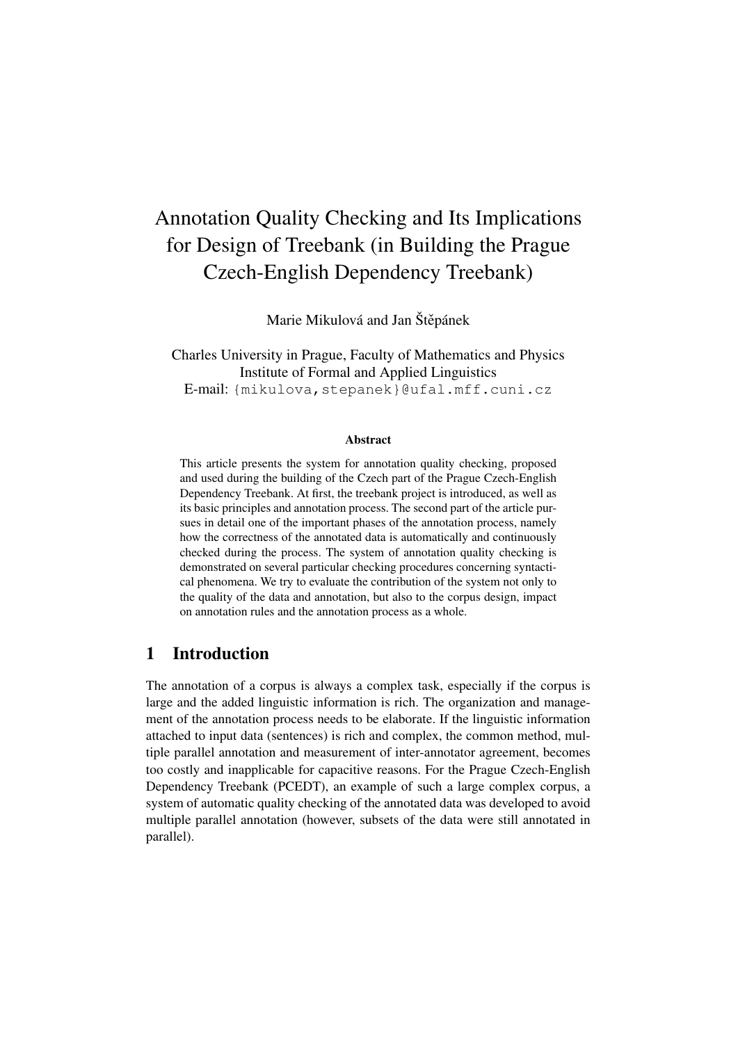# Annotation Quality Checking and Its Implications for Design of Treebank (in Building the Prague Czech-English Dependency Treebank)

Marie Mikulová and Jan Štěpánek

Charles University in Prague, Faculty of Mathematics and Physics
Institute of Formal and Applied Linguistics
E-mail: {mikulova,stepanek}@ufal.mff.cuni.cz

### Abstract

This article presents the system for annotation quality checking, proposed and used during the building of the Czech part of the Prague Czech-English Dependency Treebank. At first, the treebank project is introduced, as well as its basic principles and annotation process. The second part of the article pursues in detail one of the important phases of the annotation process, namely how the correctness of the annotated data is automatically and continuously checked during the process. The system of annotation quality checking is demonstrated on several particular checking procedures concerning syntactical phenomena. We try to evaluate the contribution of the system not only to the quality of the data and annotation, but also to the corpus design, impact on annotation rules and the annotation process as a whole.

## 1 Introduction

The annotation of a corpus is always a complex task, especially if the corpus is large and the added linguistic information is rich. The organization and management of the annotation process needs to be elaborate. If the linguistic information attached to input data (sentences) is rich and complex, the common method, multiple parallel annotation and measurement of inter-annotator agreement, becomes too costly and inapplicable for capacitive reasons. For the Prague Czech-English Dependency Treebank (PCEDT), an example of such a large complex corpus, a system of automatic quality checking of the annotated data was developed to avoid multiple parallel annotation (however, subsets of the data were still annotated in parallel).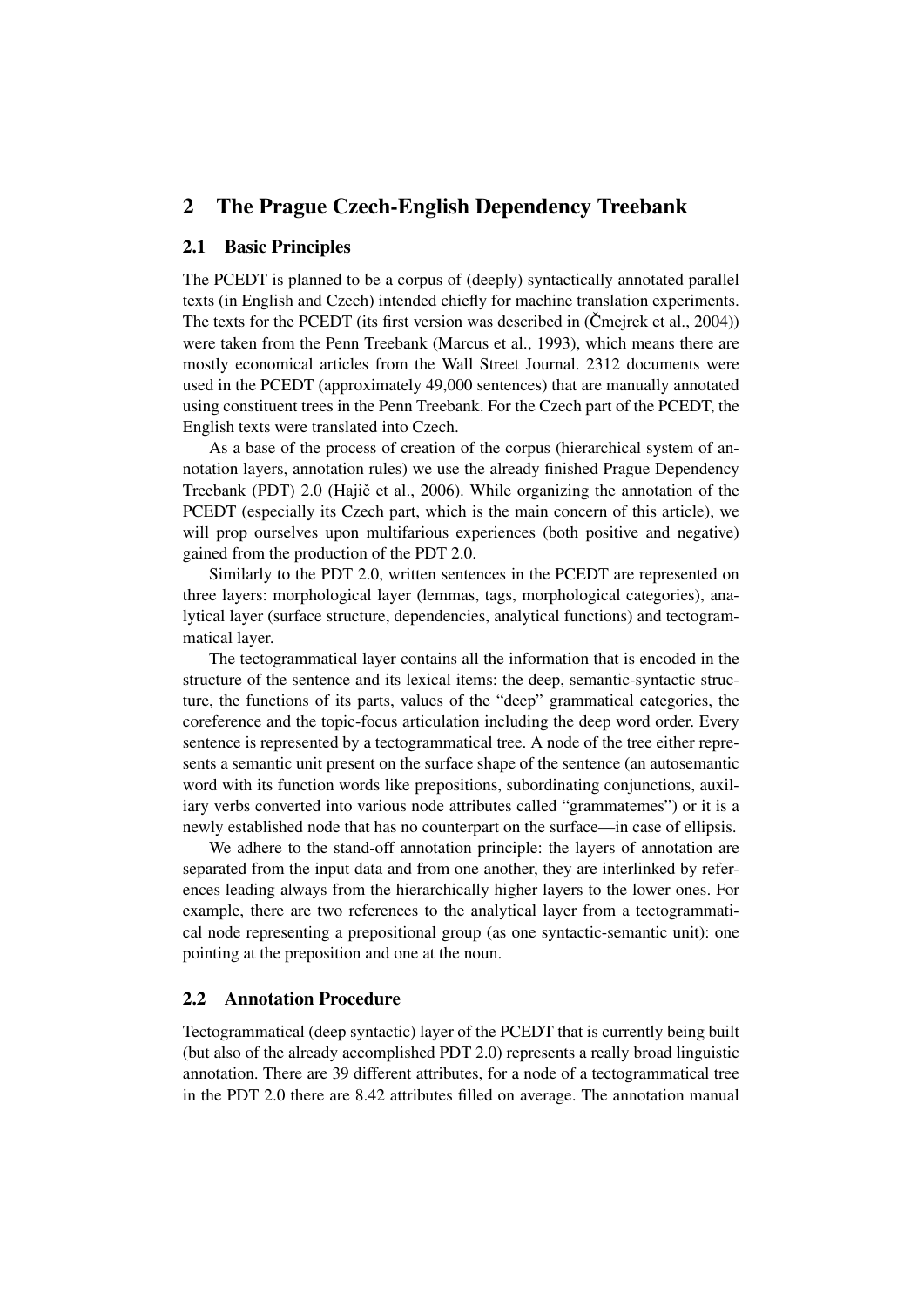## 2 The Prague Czech-English Dependency Treebank

### 2.1 Basic Principles

The PCEDT is planned to be a corpus of (deeply) syntactically annotated parallel texts (in English and Czech) intended chiefly for machine translation experiments. The texts for the PCEDT (its first version was described in (Čmejrek et al., 2004)) were taken from the Penn Treebank (Marcus et al., 1993), which means there are mostly economical articles from the Wall Street Journal. 2312 documents were used in the PCEDT (approximately 49,000 sentences) that are manually annotated using constituent trees in the Penn Treebank. For the Czech part of the PCEDT, the English texts were translated into Czech.

As a base of the process of creation of the corpus (hierarchical system of annotation layers, annotation rules) we use the already finished Prague Dependency Treebank (PDT) 2.0 (Hajič et al., 2006). While organizing the annotation of the PCEDT (especially its Czech part, which is the main concern of this article), we will prop ourselves upon multifarious experiences (both positive and negative) gained from the production of the PDT 2.0.

Similarly to the PDT 2.0, written sentences in the PCEDT are represented on three layers: morphological layer (lemmas, tags, morphological categories), analytical layer (surface structure, dependencies, analytical functions) and tectogrammatical layer.

The tectogrammatical layer contains all the information that is encoded in the structure of the sentence and its lexical items: the deep, semantic-syntactic structure, the functions of its parts, values of the "deep" grammatical categories, the coreference and the topic-focus articulation including the deep word order. Every sentence is represented by a tectogrammatical tree. A node of the tree either represents a semantic unit present on the surface shape of the sentence (an autosemantic word with its function words like prepositions, subordinating conjunctions, auxiliary verbs converted into various node attributes called "grammatemes") or it is a newly established node that has no counterpart on the surface—in case of ellipsis.

We adhere to the stand-off annotation principle: the layers of annotation are separated from the input data and from one another, they are interlinked by references leading always from the hierarchically higher layers to the lower ones. For example, there are two references to the analytical layer from a tectogrammatical node representing a prepositional group (as one syntactic-semantic unit): one pointing at the preposition and one at the noun.

### 2.2 Annotation Procedure

Tectogrammatical (deep syntactic) layer of the PCEDT that is currently being built (but also of the already accomplished PDT 2.0) represents a really broad linguistic annotation. There are 39 different attributes, for a node of a tectogrammatical tree in the PDT 2.0 there are 8.42 attributes filled on average. The annotation manual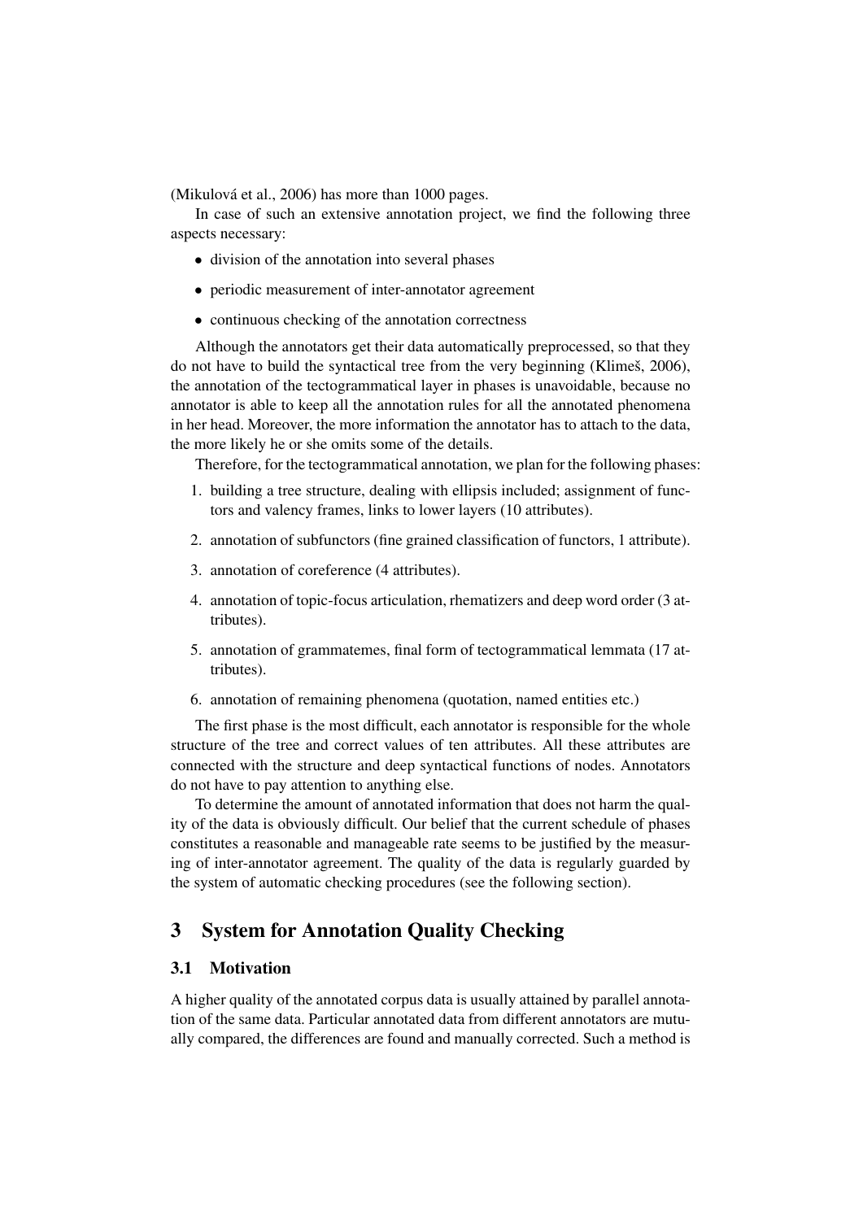(Mikulová et al., 2006) has more than 1000 pages.

In case of such an extensive annotation project, we find the following three aspects necessary:

- division of the annotation into several phases
- periodic measurement of inter-annotator agreement
- continuous checking of the annotation correctness

Although the annotators get their data automatically preprocessed, so that they do not have to build the syntactical tree from the very beginning (Klimeš, 2006), the annotation of the tectogrammatical layer in phases is unavoidable, because no annotator is able to keep all the annotation rules for all the annotated phenomena in her head. Moreover, the more information the annotator has to attach to the data, the more likely he or she omits some of the details.

Therefore, for the tectogrammatical annotation, we plan for the following phases:

1. building a tree structure, dealing with ellipsis included; assignment of functors and valency frames, links to lower layers (10 attributes).
2. annotation of subfunctors (fine grained classification of functors, 1 attribute).
3. annotation of coreference (4 attributes).
4. annotation of topic-focus articulation, rhematizers and deep word order (3 attributes).
5. annotation of grammatemes, final form of tectogrammatical lemmata (17 attributes).
6. annotation of remaining phenomena (quotation, named entities etc.)

The first phase is the most difficult, each annotator is responsible for the whole structure of the tree and correct values of ten attributes. All these attributes are connected with the structure and deep syntactical functions of nodes. Annotators do not have to pay attention to anything else.

To determine the amount of annotated information that does not harm the quality of the data is obviously difficult. Our belief that the current schedule of phases constitutes a reasonable and manageable rate seems to be justified by the measuring of inter-annotator agreement. The quality of the data is regularly guarded by the system of automatic checking procedures (see the following section).

## 3 System for Annotation Quality Checking

### 3.1 Motivation

A higher quality of the annotated corpus data is usually attained by parallel annotation of the same data. Particular annotated data from different annotators are mutually compared, the differences are found and manually corrected. Such a method is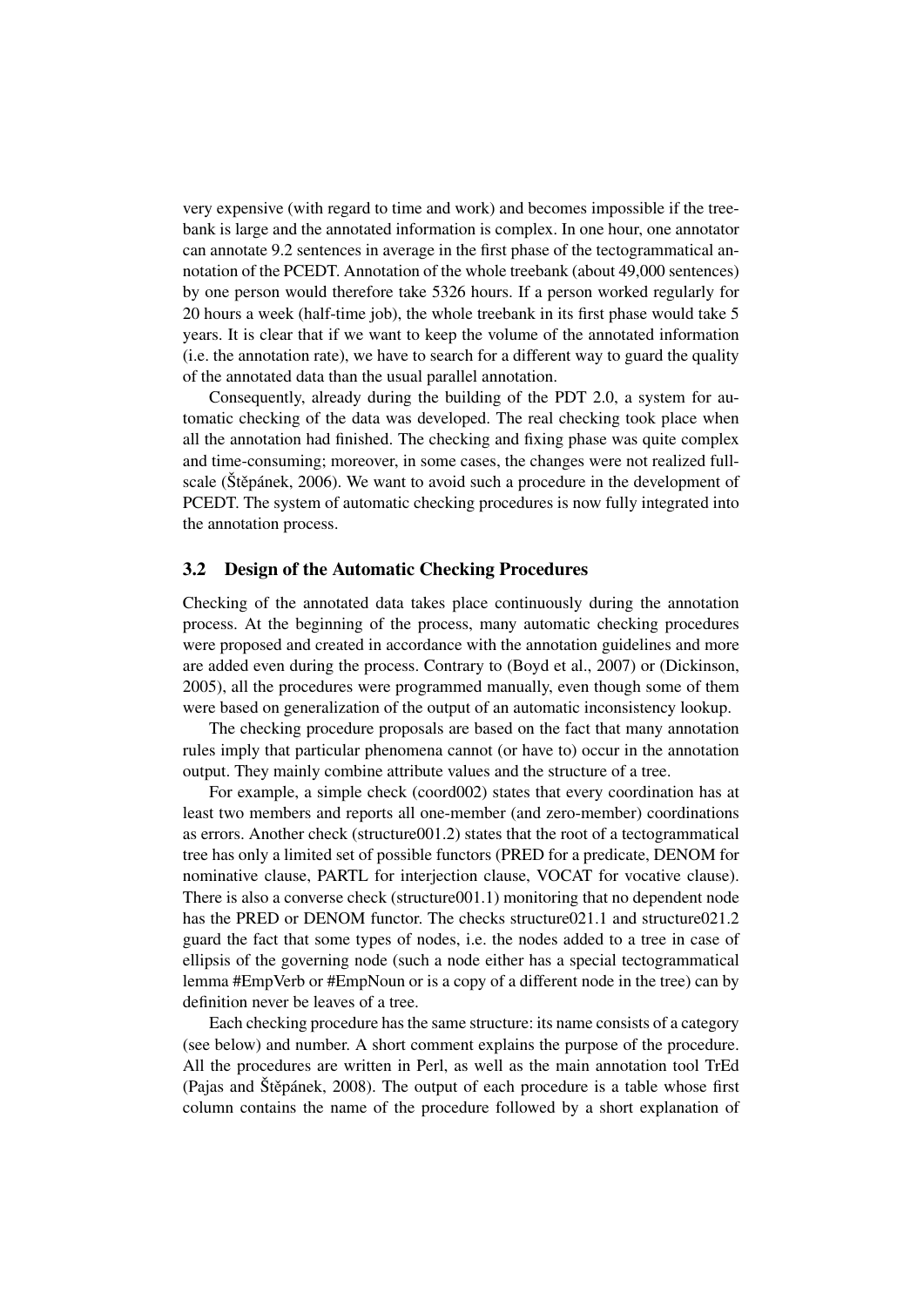very expensive (with regard to time and work) and becomes impossible if the treebank is large and the annotated information is complex. In one hour, one annotator can annotate 9.2 sentences in average in the first phase of the tectogrammatical annotation of the PCEDT. Annotation of the whole treebank (about 49,000 sentences) by one person would therefore take 5326 hours. If a person worked regularly for 20 hours a week (half-time job), the whole treebank in its first phase would take 5 years. It is clear that if we want to keep the volume of the annotated information (i.e. the annotation rate), we have to search for a different way to guard the quality of the annotated data than the usual parallel annotation.

Consequently, already during the building of the PDT 2.0, a system for automatic checking of the data was developed. The real checking took place when all the annotation had finished. The checking and fixing phase was quite complex and time-consuming; moreover, in some cases, the changes were not realized full-scale (Štěpánek, 2006). We want to avoid such a procedure in the development of PCEDT. The system of automatic checking procedures is now fully integrated into the annotation process.

### 3.2 Design of the Automatic Checking Procedures

Checking of the annotated data takes place continuously during the annotation process. At the beginning of the process, many automatic checking procedures were proposed and created in accordance with the annotation guidelines and more are added even during the process. Contrary to (Boyd et al., 2007) or (Dickinson, 2005), all the procedures were programmed manually, even though some of them were based on generalization of the output of an automatic inconsistency lookup.

The checking procedure proposals are based on the fact that many annotation rules imply that particular phenomena cannot (or have to) occur in the annotation output. They mainly combine attribute values and the structure of a tree.

For example, a simple check (coord002) states that every coordination has at least two members and reports all one-member (and zero-member) coordinations as errors. Another check (structure001.2) states that the root of a tectogrammatical tree has only a limited set of possible functors (PRED for a predicate, DENOM for nominative clause, PARTL for interjection clause, VOCAT for vocative clause). There is also a converse check (structure001.1) monitoring that no dependent node has the PRED or DENOM functor. The checks structure021.1 and structure021.2 guard the fact that some types of nodes, i.e. the nodes added to a tree in case of ellipsis of the governing node (such a node either has a special tectogrammatical lemma #EmpVerb or #EmpNoun or is a copy of a different node in the tree) can by definition never be leaves of a tree.

Each checking procedure has the same structure: its name consists of a category (see below) and number. A short comment explains the purpose of the procedure. All the procedures are written in Perl, as well as the main annotation tool TrEd (Pajas and Štěpánek, 2008). The output of each procedure is a table whose first column contains the name of the procedure followed by a short explanation of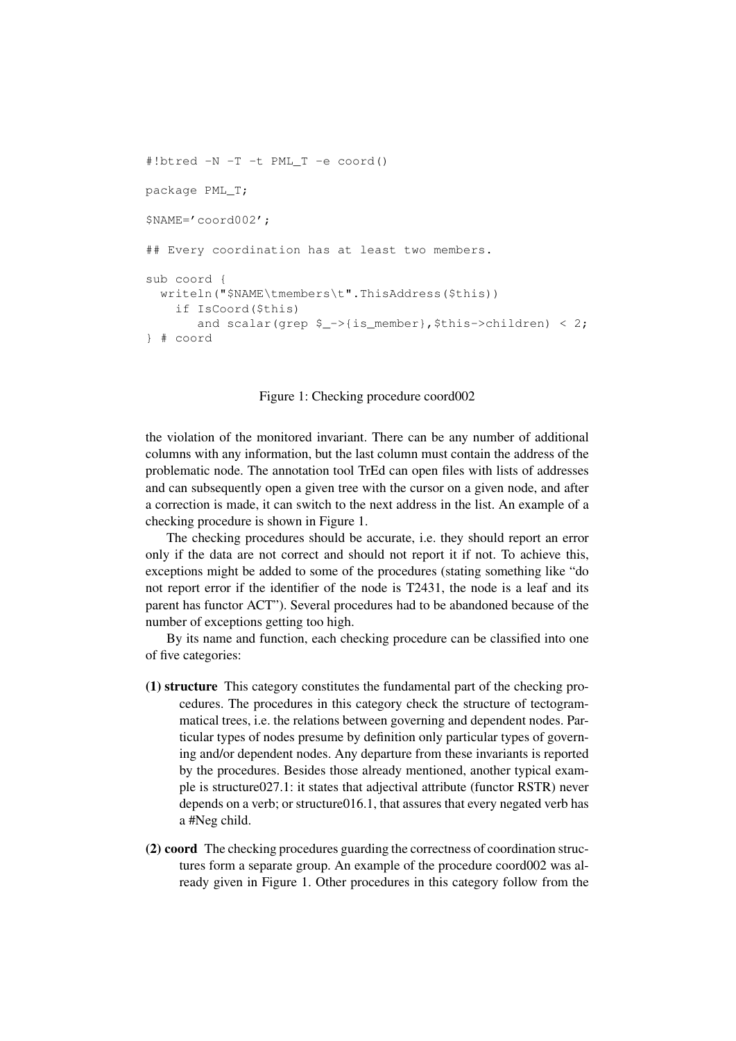```
#!btred -N -T -t PML_T -e coord()

package PML_T;

$NAME='coord002';

## Every coordination has at least two members.

sub coord {
  writeln("$NAME\tmembers\t".ThisAddress($this))
    if IsCoord($this)
       and scalar(grep $_->{is_member},$this->children) < 2;
} # coord
```

Figure 1: Checking procedure coord002

the violation of the monitored invariant. There can be any number of additional columns with any information, but the last column must contain the address of the problematic node. The annotation tool TrEd can open files with lists of addresses and can subsequently open a given tree with the cursor on a given node, and after a correction is made, it can switch to the next address in the list. An example of a checking procedure is shown in Figure 1.

The checking procedures should be accurate, i.e. they should report an error only if the data are not correct and should not report it if not. To achieve this, exceptions might be added to some of the procedures (stating something like "do not report error if the identifier of the node is T2431, the node is a leaf and its parent has functor ACT"). Several procedures had to be abandoned because of the number of exceptions getting too high.

By its name and function, each checking procedure can be classified into one of five categories:

**(1) structure** This category constitutes the fundamental part of the checking procedures. The procedures in this category check the structure of tectogrammatical trees, i.e. the relations between governing and dependent nodes. Particular types of nodes presume by definition only particular types of governing and/or dependent nodes. Any departure from these invariants is reported by the procedures. Besides those already mentioned, another typical example is structure027.1: it states that adjectival attribute (functor RSTR) never depends on a verb; or structure016.1, that assures that every negated verb has a #Neg child.

**(2) coord** The checking procedures guarding the correctness of coordination structures form a separate group. An example of the procedure coord002 was already given in Figure 1. Other procedures in this category follow from the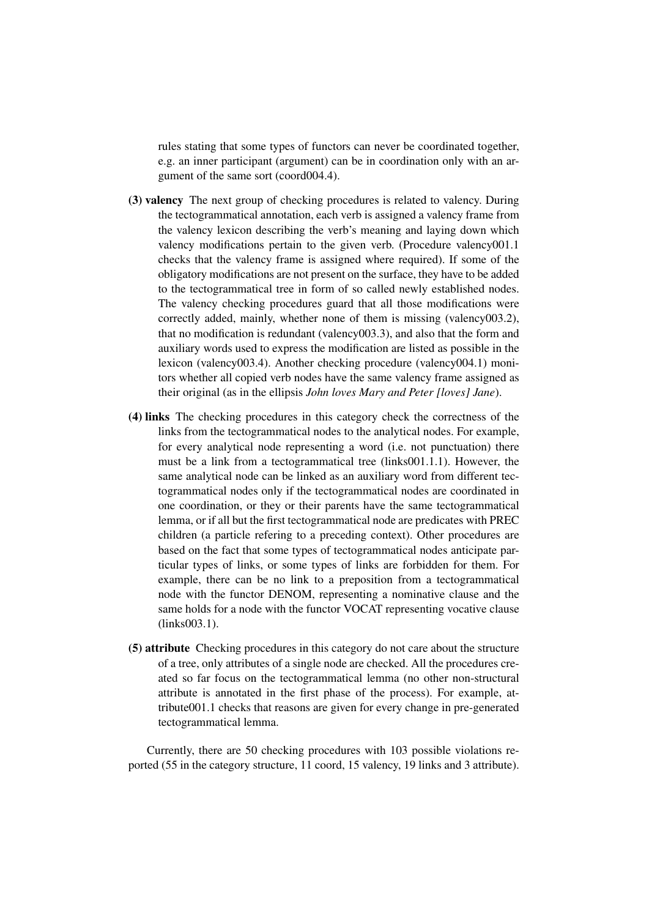rules stating that some types of functors can never be coordinated together, e.g. an inner participant (argument) can be in coordination only with an argument of the same sort (coord004.4).

**(3) valency** The next group of checking procedures is related to valency. During the tectogrammatical annotation, each verb is assigned a valency frame from the valency lexicon describing the verb's meaning and laying down which valency modifications pertain to the given verb. (Procedure valency001.1 checks that the valency frame is assigned where required). If some of the obligatory modifications are not present on the surface, they have to be added to the tectogrammatical tree in form of so called newly established nodes. The valency checking procedures guard that all those modifications were correctly added, mainly, whether none of them is missing (valency003.2), that no modification is redundant (valency003.3), and also that the form and auxiliary words used to express the modification are listed as possible in the lexicon (valency003.4). Another checking procedure (valency004.1) monitors whether all copied verb nodes have the same valency frame assigned as their original (as in the ellipsis *John loves Mary and Peter [loves] Jane*).

**(4) links** The checking procedures in this category check the correctness of the links from the tectogrammatical nodes to the analytical nodes. For example, for every analytical node representing a word (i.e. not punctuation) there must be a link from a tectogrammatical tree (links001.1.1). However, the same analytical node can be linked as an auxiliary word from different tectogrammatical nodes only if the tectogrammatical nodes are coordinated in one coordination, or they or their parents have the same tectogrammatical lemma, or if all but the first tectogrammatical node are predicates with PREC children (a particle refering to a preceding context). Other procedures are based on the fact that some types of tectogrammatical nodes anticipate particular types of links, or some types of links are forbidden for them. For example, there can be no link to a preposition from a tectogrammatical node with the functor DENOM, representing a nominative clause and the same holds for a node with the functor VOCAT representing vocative clause (links003.1).

**(5) attribute** Checking procedures in this category do not care about the structure of a tree, only attributes of a single node are checked. All the procedures created so far focus on the tectogrammatical lemma (no other non-structural attribute is annotated in the first phase of the process). For example, attribute001.1 checks that reasons are given for every change in pre-generated tectogrammatical lemma.

Currently, there are 50 checking procedures with 103 possible violations reported (55 in the category structure, 11 coord, 15 valency, 19 links and 3 attribute).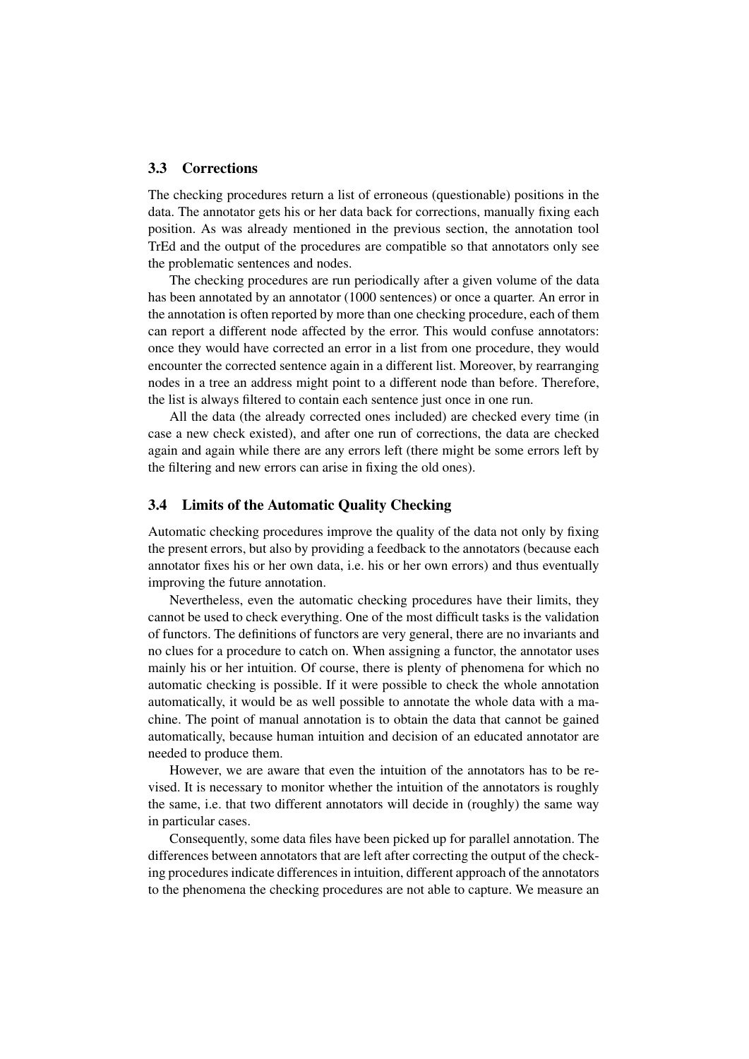### 3.3 Corrections

The checking procedures return a list of erroneous (questionable) positions in the data. The annotator gets his or her data back for corrections, manually fixing each position. As was already mentioned in the previous section, the annotation tool TrEd and the output of the procedures are compatible so that annotators only see the problematic sentences and nodes.

The checking procedures are run periodically after a given volume of the data has been annotated by an annotator (1000 sentences) or once a quarter. An error in the annotation is often reported by more than one checking procedure, each of them can report a different node affected by the error. This would confuse annotators: once they would have corrected an error in a list from one procedure, they would encounter the corrected sentence again in a different list. Moreover, by rearranging nodes in a tree an address might point to a different node than before. Therefore, the list is always filtered to contain each sentence just once in one run.

All the data (the already corrected ones included) are checked every time (in case a new check existed), and after one run of corrections, the data are checked again and again while there are any errors left (there might be some errors left by the filtering and new errors can arise in fixing the old ones).

### 3.4 Limits of the Automatic Quality Checking

Automatic checking procedures improve the quality of the data not only by fixing the present errors, but also by providing a feedback to the annotators (because each annotator fixes his or her own data, i.e. his or her own errors) and thus eventually improving the future annotation.

Nevertheless, even the automatic checking procedures have their limits, they cannot be used to check everything. One of the most difficult tasks is the validation of functors. The definitions of functors are very general, there are no invariants and no clues for a procedure to catch on. When assigning a functor, the annotator uses mainly his or her intuition. Of course, there is plenty of phenomena for which no automatic checking is possible. If it were possible to check the whole annotation automatically, it would be as well possible to annotate the whole data with a machine. The point of manual annotation is to obtain the data that cannot be gained automatically, because human intuition and decision of an educated annotator are needed to produce them.

However, we are aware that even the intuition of the annotators has to be revised. It is necessary to monitor whether the intuition of the annotators is roughly the same, i.e. that two different annotators will decide in (roughly) the same way in particular cases.

Consequently, some data files have been picked up for parallel annotation. The differences between annotators that are left after correcting the output of the checking procedures indicate differences in intuition, different approach of the annotators to the phenomena the checking procedures are not able to capture. We measure an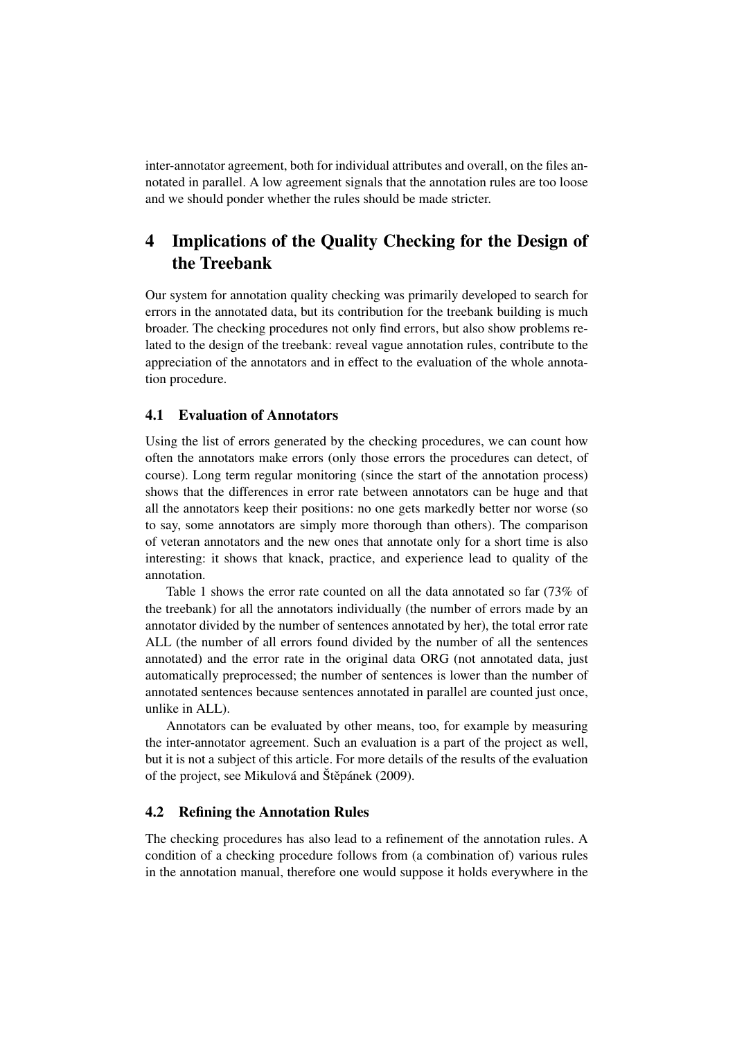inter-annotator agreement, both for individual attributes and overall, on the files annotated in parallel. A low agreement signals that the annotation rules are too loose and we should ponder whether the rules should be made stricter.

## 4 Implications of the Quality Checking for the Design of the Treebank

Our system for annotation quality checking was primarily developed to search for errors in the annotated data, but its contribution for the treebank building is much broader. The checking procedures not only find errors, but also show problems related to the design of the treebank: reveal vague annotation rules, contribute to the appreciation of the annotators and in effect to the evaluation of the whole annotation procedure.

### 4.1 Evaluation of Annotators

Using the list of errors generated by the checking procedures, we can count how often the annotators make errors (only those errors the procedures can detect, of course). Long term regular monitoring (since the start of the annotation process) shows that the differences in error rate between annotators can be huge and that all the annotators keep their positions: no one gets markedly better nor worse (so to say, some annotators are simply more thorough than others). The comparison of veteran annotators and the new ones that annotate only for a short time is also interesting: it shows that knack, practice, and experience lead to quality of the annotation.

Table 1 shows the error rate counted on all the data annotated so far (73% of the treebank) for all the annotators individually (the number of errors made by an annotator divided by the number of sentences annotated by her), the total error rate ALL (the number of all errors found divided by the number of all the sentences annotated) and the error rate in the original data ORG (not annotated data, just automatically preprocessed; the number of sentences is lower than the number of annotated sentences because sentences annotated in parallel are counted just once, unlike in ALL).

Annotators can be evaluated by other means, too, for example by measuring the inter-annotator agreement. Such an evaluation is a part of the project as well, but it is not a subject of this article. For more details of the results of the evaluation of the project, see Mikulová and Štěpánek (2009).

### 4.2 Refining the Annotation Rules

The checking procedures has also lead to a refinement of the annotation rules. A condition of a checking procedure follows from (a combination of) various rules in the annotation manual, therefore one would suppose it holds everywhere in the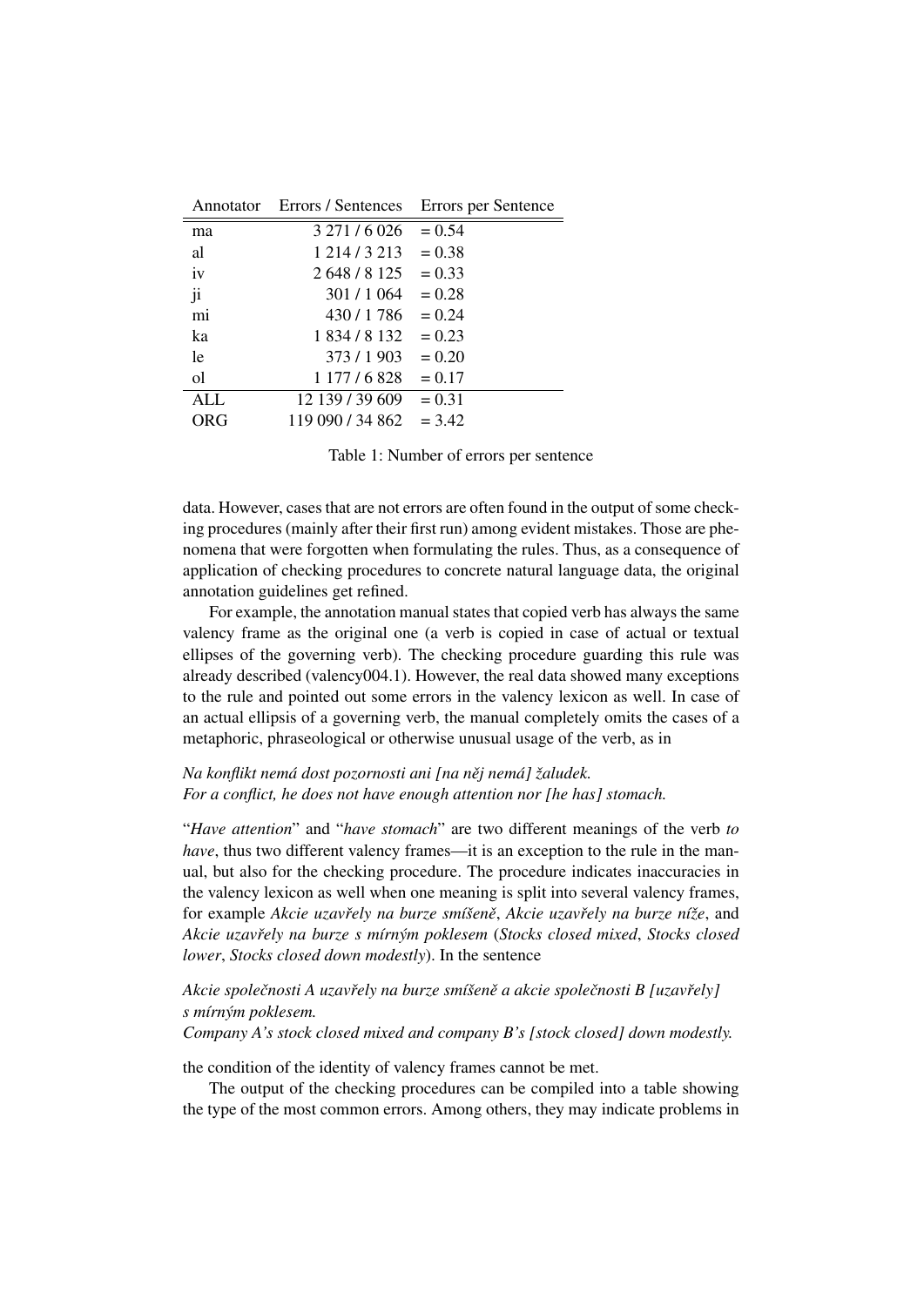| Annotator | Errors / Sentences | Errors per Sentence |
|---|---|---|
| ma | 3 271 / 6 026 | = 0.54 |
| al | 1 214 / 3 213 | = 0.38 |
| iv | 2 648 / 8 125 | = 0.33 |
| ji | 301 / 1 064 | = 0.28 |
| mi | 430 / 1 786 | = 0.24 |
| ka | 1 834 / 8 132 | = 0.23 |
| le | 373 / 1 903 | = 0.20 |
| ol | 1 177 / 6 828 | = 0.17 |
| ALL | 12 139 / 39 609 | = 0.31 |
| ORG | 119 090 / 34 862 | = 3.42 |

Table 1: Number of errors per sentence

data. However, cases that are not errors are often found in the output of some checking procedures (mainly after their first run) among evident mistakes. Those are phenomena that were forgotten when formulating the rules. Thus, as a consequence of application of checking procedures to concrete natural language data, the original annotation guidelines get refined.

For example, the annotation manual states that copied verb has always the same valency frame as the original one (a verb is copied in case of actual or textual ellipses of the governing verb). The checking procedure guarding this rule was already described (valency004.1). However, the real data showed many exceptions to the rule and pointed out some errors in the valency lexicon as well. In case of an actual ellipsis of a governing verb, the manual completely omits the cases of a metaphoric, phraseological or otherwise unusual usage of the verb, as in

*Na konflikt nemá dost pozornosti ani [na něj nemá] žaludek.*
*For a conflict, he does not have enough attention nor [he has] stomach.*

"*Have attention*" and "*have stomach*" are two different meanings of the verb *to have*, thus two different valency frames—it is an exception to the rule in the manual, but also for the checking procedure. The procedure indicates inaccuracies in the valency lexicon as well when one meaning is split into several valency frames, for example *Akcie uzavřely na burze smíšeně*, *Akcie uzavřely na burze níže*, and *Akcie uzavřely na burze s mírným poklesem* (*Stocks closed mixed*, *Stocks closed lower*, *Stocks closed down modestly*). In the sentence

*Akcie společnosti A uzavřely na burze smíšeně a akcie společnosti B [uzavřely] s mírným poklesem.*
*Company A's stock closed mixed and company B's [stock closed] down modestly.*

the condition of the identity of valency frames cannot be met.

The output of the checking procedures can be compiled into a table showing the type of the most common errors. Among others, they may indicate problems in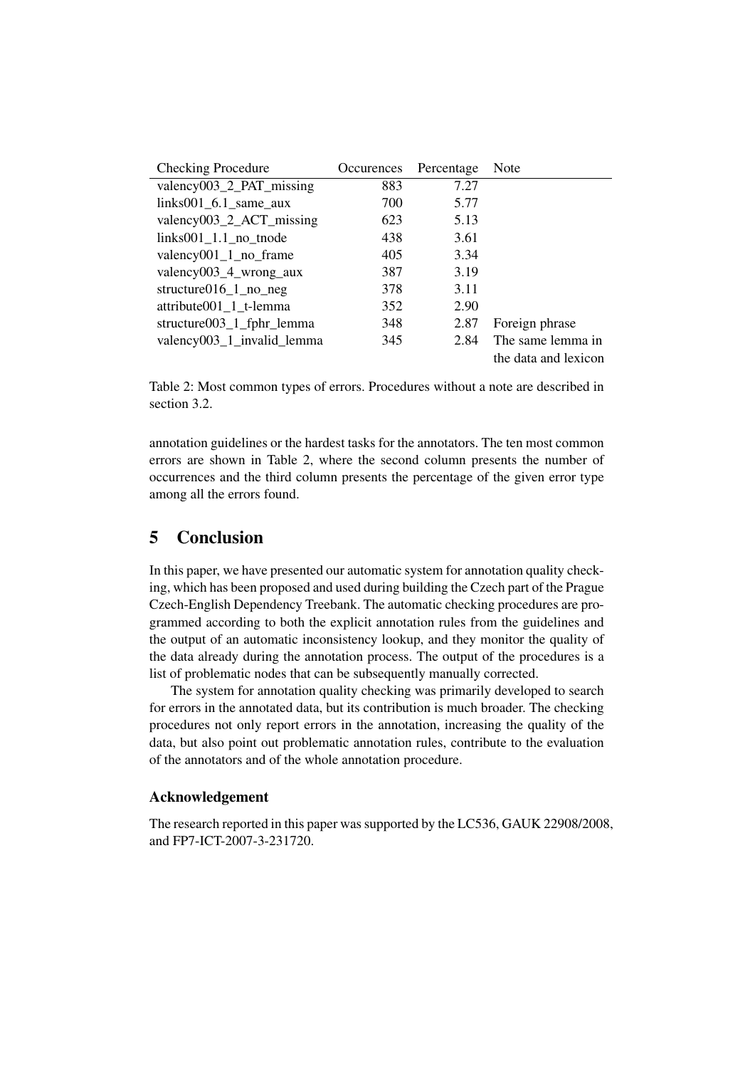| Checking Procedure | Occurences | Percentage | Note |
|---|---|---|---|
| valency003_2_PAT_missing | 883 | 7.27 | |
| links001_6.1_same_aux | 700 | 5.77 | |
| valency003_2_ACT_missing | 623 | 5.13 | |
| links001_1.1_no_tnode | 438 | 3.61 | |
| valency001_1_no_frame | 405 | 3.34 | |
| valency003_4_wrong_aux | 387 | 3.19 | |
| structure016_1_no_neg | 378 | 3.11 | |
| attribute001_1_t-lemma | 352 | 2.90 | |
| structure003_1_fphr_lemma | 348 | 2.87 | Foreign phrase |
| valency003_1_invalid_lemma | 345 | 2.84 | The same lemma in the data and lexicon |

Table 2: Most common types of errors. Procedures without a note are described in section 3.2.

annotation guidelines or the hardest tasks for the annotators. The ten most common errors are shown in Table 2, where the second column presents the number of occurrences and the third column presents the percentage of the given error type among all the errors found.

# 5 Conclusion

In this paper, we have presented our automatic system for annotation quality checking, which has been proposed and used during building the Czech part of the Prague Czech-English Dependency Treebank. The automatic checking procedures are programmed according to both the explicit annotation rules from the guidelines and the output of an automatic inconsistency lookup, and they monitor the quality of the data already during the annotation process. The output of the procedures is a list of problematic nodes that can be subsequently manually corrected.

The system for annotation quality checking was primarily developed to search for errors in the annotated data, but its contribution is much broader. The checking procedures not only report errors in the annotation, increasing the quality of the data, but also point out problematic annotation rules, contribute to the evaluation of the annotators and of the whole annotation procedure.

### Acknowledgement

The research reported in this paper was supported by the LC536, GAUK 22908/2008, and FP7-ICT-2007-3-231720.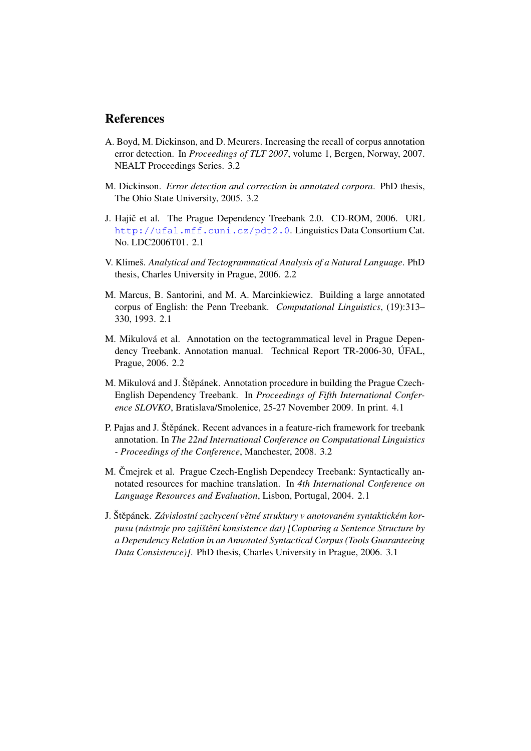## References

A. Boyd, M. Dickinson, and D. Meurers. Increasing the recall of corpus annotation error detection. In *Proceedings of TLT 2007*, volume 1, Bergen, Norway, 2007. NEALT Proceedings Series. 3.2

M. Dickinson. *Error detection and correction in annotated corpora*. PhD thesis, The Ohio State University, 2005. 3.2

J. Hajič et al. The Prague Dependency Treebank 2.0. CD-ROM, 2006. URL http://ufal.mff.cuni.cz/pdt2.0. Linguistics Data Consortium Cat. No. LDC2006T01. 2.1

V. Klimeš. *Analytical and Tectogrammatical Analysis of a Natural Language*. PhD thesis, Charles University in Prague, 2006. 2.2

M. Marcus, B. Santorini, and M. A. Marcinkiewicz. Building a large annotated corpus of English: the Penn Treebank. *Computational Linguistics*, (19):313–330, 1993. 2.1

M. Mikulová et al. Annotation on the tectogrammatical level in Prague Dependency Treebank. Annotation manual. Technical Report TR-2006-30, ÚFAL, Prague, 2006. 2.2

M. Mikulová and J. Štěpánek. Annotation procedure in building the Prague Czech-English Dependency Treebank. In *Proceedings of Fifth International Conference SLOVKO*, Bratislava/Smolenice, 25-27 November 2009. In print. 4.1

P. Pajas and J. Štěpánek. Recent advances in a feature-rich framework for treebank annotation. In *The 22nd International Conference on Computational Linguistics - Proceedings of the Conference*, Manchester, 2008. 3.2

M. Čmejrek et al. Prague Czech-English Dependecy Treebank: Syntactically annotated resources for machine translation. In *4th International Conference on Language Resources and Evaluation*, Lisbon, Portugal, 2004. 2.1

J. Štěpánek. *Závislostní zachycení větné struktury v anotovaném syntaktickém korpusu (nástroje pro zajištění konsistence dat) [Capturing a Sentence Structure by a Dependency Relation in an Annotated Syntactical Corpus (Tools Guaranteeing Data Consistence)].* PhD thesis, Charles University in Prague, 2006. 3.1